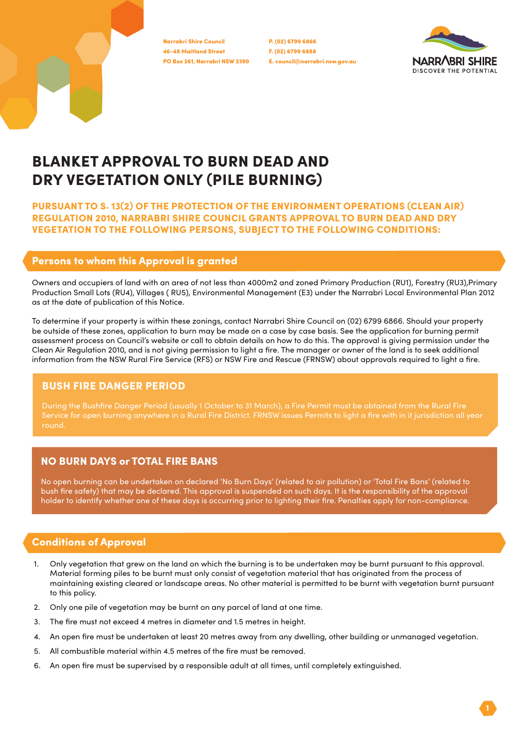Narrabri Shire Council
46-48 Maitland Street
PO Box 261, Narrabri NSW 2390

P. (02) 6799 6866
F. (02) 6799 6888
E. council@narrabri.nsw.gov.au

NARRABRI SHIRE
DISCOVER THE POTENTIAL

# BLANKET APPROVAL TO BURN DEAD AND DRY VEGETATION ONLY (PILE BURNING)

**PURSUANT TO S. 13(2) OF THE PROTECTION OF THE ENVIRONMENT OPERATIONS (CLEAN AIR) REGULATION 2010, NARRABRI SHIRE COUNCIL GRANTS APPROVAL TO BURN DEAD AND DRY VEGETATION TO THE FOLLOWING PERSONS, SUBJECT TO THE FOLLOWING CONDITIONS:**

## Persons to whom this Approval is granted

Owners and occupiers of land with an area of not less than 4000m2 and zoned Primary Production (RU1), Forestry (RU3),Primary Production Small Lots (RU4), Villages ( RU5), Environmental Management (E3) under the Narrabri Local Environmental Plan 2012 as at the date of publication of this Notice.

To determine if your property is within these zonings, contact Narrabri Shire Council on (02) 6799 6866. Should your property be outside of these zones, application to burn may be made on a case by case basis. See the application for burning permit assessment process on Council's website or call to obtain details on how to do this. The approval is giving permission under the Clean Air Regulation 2010, and is not giving permission to light a fire. The manager or owner of the land is to seek additional information from the NSW Rural Fire Service (RFS) or NSW Fire and Rescue (FRNSW) about approvals required to light a fire.

### BUSH FIRE DANGER PERIOD

During the Bushfire Danger Period (usually 1 October to 31 March), a Fire Permit must be obtained from the Rural Fire Service for open burning anywhere in a Rural Fire District. FRNSW issues Permits to light a fire with in it jurisdiction all year round.

### NO BURN DAYS or TOTAL FIRE BANS

No open burning can be undertaken on declared 'No Burn Days' (related to air pollution) or 'Total Fire Bans' (related to bush fire safety) that may be declared. This approval is suspended on such days. It is the responsibility of the approval holder to identify whether one of these days is occurring prior to lighting their fire. Penalties apply for non-compliance.

## Conditions of Approval

1. Only vegetation that grew on the land on which the burning is to be undertaken may be burnt pursuant to this approval. Material forming piles to be burnt must only consist of vegetation material that has originated from the process of maintaining existing cleared or landscape areas. No other material is permitted to be burnt with vegetation burnt pursuant to this policy.
2. Only one pile of vegetation may be burnt on any parcel of land at one time.
3. The fire must not exceed 4 metres in diameter and 1.5 metres in height.
4. An open fire must be undertaken at least 20 metres away from any dwelling, other building or unmanaged vegetation.
5. All combustible material within 4.5 metres of the fire must be removed.
6. An open fire must be supervised by a responsible adult at all times, until completely extinguished.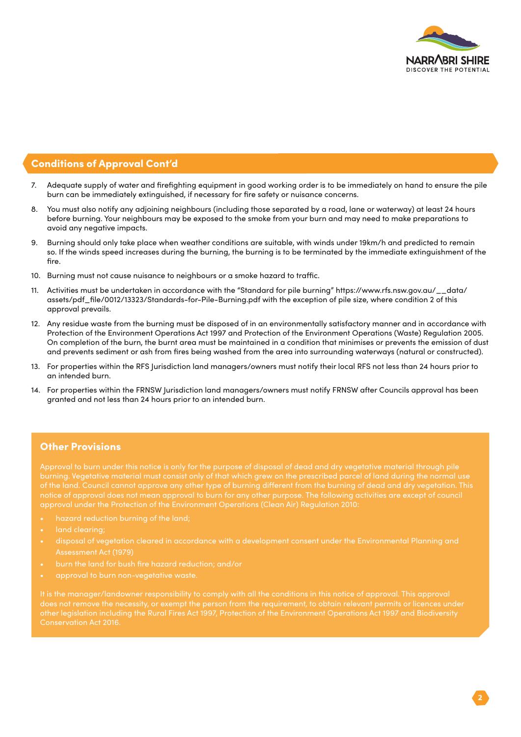## Conditions of Approval Cont'd

7. Adequate supply of water and firefighting equipment in good working order is to be immediately on hand to ensure the pile burn can be immediately extinguished, if necessary for fire safety or nuisance concerns.
8. You must also notify any adjoining neighbours (including those separated by a road, lane or waterway) at least 24 hours before burning. Your neighbours may be exposed to the smoke from your burn and may need to make preparations to avoid any negative impacts.
9. Burning should only take place when weather conditions are suitable, with winds under 19km/h and predicted to remain so. If the winds speed increases during the burning, the burning is to be terminated by the immediate extinguishment of the fire.
10. Burning must not cause nuisance to neighbours or a smoke hazard to traffic.
11. Activities must be undertaken in accordance with the "Standard for pile burning" https://www.rfs.nsw.gov.au/__data/assets/pdf_file/0012/13323/Standards-for-Pile-Burning.pdf with the exception of pile size, where condition 2 of this approval prevails.
12. Any residue waste from the burning must be disposed of in an environmentally satisfactory manner and in accordance with Protection of the Environment Operations Act 1997 and Protection of the Environment Operations (Waste) Regulation 2005. On completion of the burn, the burnt area must be maintained in a condition that minimises or prevents the emission of dust and prevents sediment or ash from fires being washed from the area into surrounding waterways (natural or constructed).
13. For properties within the RFS Jurisdiction land managers/owners must notify their local RFS not less than 24 hours prior to an intended burn.
14. For properties within the FRNSW Jurisdiction land managers/owners must notify FRNSW after Councils approval has been granted and not less than 24 hours prior to an intended burn.

## Other Provisions

Approval to burn under this notice is only for the purpose of disposal of dead and dry vegetative material through pile burning. Vegetative material must consist only of that which grew on the prescribed parcel of land during the normal use of the land. Council cannot approve any other type of burning different from the burning of dead and dry vegetation. This notice of approval does not mean approval to burn for any other purpose. The following activities are except of council approval under the Protection of the Environment Operations (Clean Air) Regulation 2010:

- hazard reduction burning of the land;
- land clearing;
- disposal of vegetation cleared in accordance with a development consent under the Environmental Planning and Assessment Act (1979)
- burn the land for bush fire hazard reduction; and/or
- approval to burn non-vegetative waste.

It is the manager/landowner responsibility to comply with all the conditions in this notice of approval. This approval does not remove the necessity, or exempt the person from the requirement, to obtain relevant permits or licences under other legislation including the Rural Fires Act 1997, Protection of the Environment Operations Act 1997 and Biodiversity Conservation Act 2016.